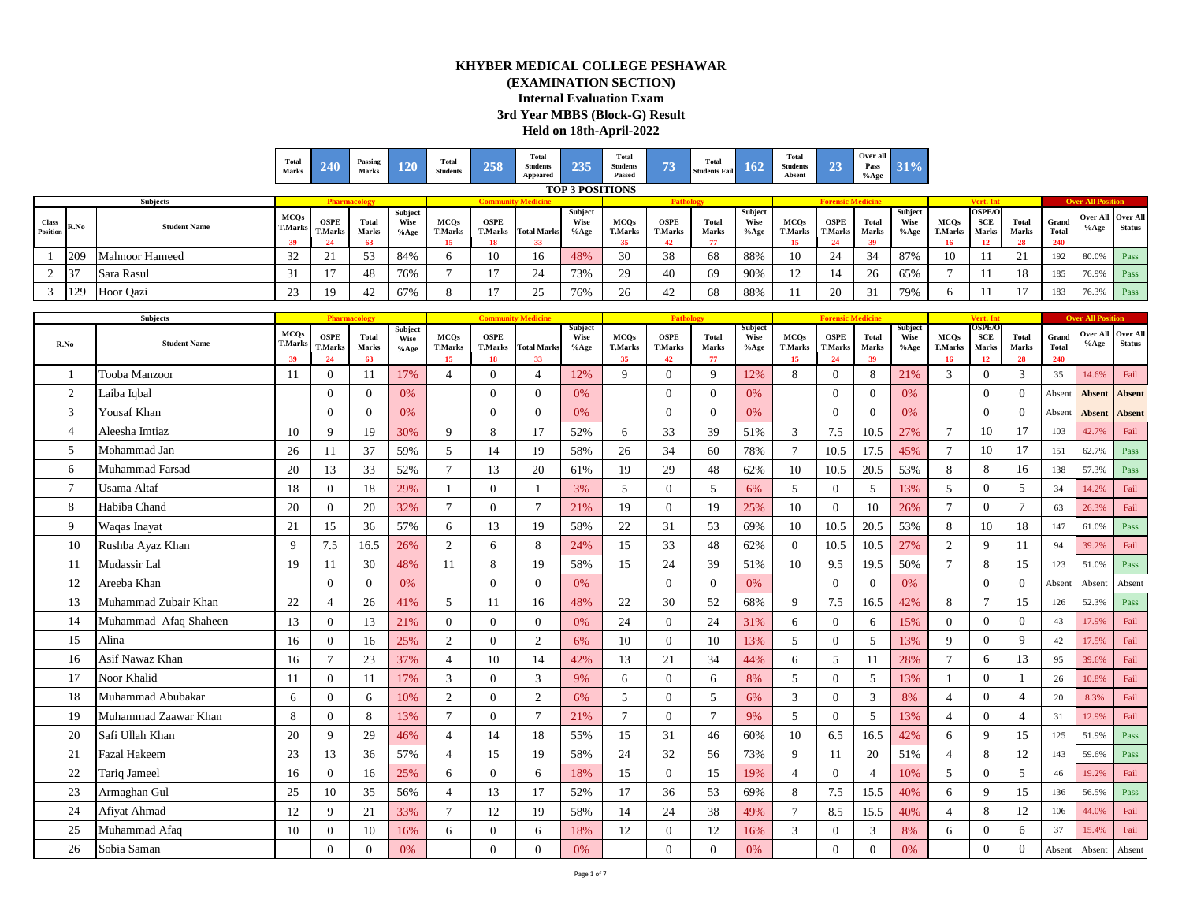# KHYBER MEDICAL COLLEGE PESHAWAR

## (EXAMINATION SECTION)

## Internal Evaluation Exam

## 3rd Year MBBS (Block-G) Result

## Held on 18th-April-2022

| Total Marks | 240 | Passing Marks | 120 | Total Students | 258 | Total Students Appeared | 235 | Total Students Passed | 73 | Total Students Fail | 162 | Total Students Absent | 23 | Over all Pass %Age | 31% |
|---|---|---|---|---|---|---|---|---|---|---|---|---|---|---|---|

### TOP 3 POSITIONS

| Subjects | | | Pharmacology | | | | Community Medicine | | | | Pathology | | | | Forensic Medicine | | | | Vert. Int | | | Over All Position | | |
|---|---|---|---|---|---|---|---|---|---|---|---|---|---|---|---|---|---|---|---|---|---|---|---|---|
| Class Position | R.No | Student Name | MCQs T.Marks 39 | OSPE T.Marks 24 | Total Marks 63 | Subject Wise %Age | MCQs T.Marks 15 | OSPE T.Marks 18 | Total Marks 33 | Subject Wise %Age | MCQs T.Marks 35 | OSPE T.Marks 42 | Total Marks 77 | Subject Wise %Age | MCQs T.Marks 15 | OSPE T.Marks 24 | Total Marks 39 | Subject Wise %Age | MCQs T.Marks 16 | OSPE/OSCE Marks 12 | Total Marks 28 | Grand Total 240 | Over All %Age | Over All Status |
| 1 | 209 | Mahnoor Hameed | 32 | 21 | 53 | 84% | 6 | 10 | 16 | 48% | 30 | 38 | 68 | 88% | 10 | 24 | 34 | 87% | 10 | 11 | 21 | 192 | 80.0% | Pass |
| 2 | 37 | Sara Rasul | 31 | 17 | 48 | 76% | 7 | 17 | 24 | 73% | 29 | 40 | 69 | 90% | 12 | 14 | 26 | 65% | 7 | 11 | 18 | 185 | 76.9% | Pass |
| 3 | 129 | Hoor Qazi | 23 | 19 | 42 | 67% | 8 | 17 | 25 | 76% | 26 | 42 | 68 | 88% | 11 | 20 | 31 | 79% | 6 | 11 | 17 | 183 | 76.3% | Pass |

| Subjects | | Pharmacology | | | | Community Medicine | | | | Pathology | | | | Forensic Medicine | | | | Vert. Int | | | Over All Position | | |
|---|---|---|---|---|---|---|---|---|---|---|---|---|---|---|---|---|---|---|---|---|---|---|---|
| R.No | Student Name | MCQs T.Marks 39 | OSPE T.Marks 24 | Total Marks 63 | Subject Wise %Age | MCQs T.Marks 15 | OSPE T.Marks 18 | Total Marks 33 | Subject Wise %Age | MCQs T.Marks 35 | OSPE T.Marks 42 | Total Marks 77 | Subject Wise %Age | MCQs T.Marks 15 | OSPE T.Marks 24 | Total Marks 39 | Subject Wise %Age | MCQs T.Marks 16 | OSPE/OSCE Marks 12 | Total Marks 28 | Grand Total 240 | Over All %Age | Over All Status |
| 1 | Tooba Manzoor | 11 | 0 | 11 | 17% | 4 | 0 | 4 | 12% | 9 | 0 | 9 | 12% | 8 | 0 | 8 | 21% | 3 | 0 | 3 | 35 | 14.6% | Fail |
| 2 | Laiba Iqbal | | 0 | 0 | 0% | | 0 | 0 | 0% | | 0 | 0 | 0% | | 0 | 0 | 0% | | 0 | 0 | Absent | Absent | Absent |
| 3 | Yousaf Khan | | 0 | 0 | 0% | | 0 | 0 | 0% | | 0 | 0 | 0% | | 0 | 0 | 0% | | 0 | 0 | Absent | Absent | Absent |
| 4 | Aleesha Imtiaz | 10 | 9 | 19 | 30% | 9 | 8 | 17 | 52% | 6 | 33 | 39 | 51% | 3 | 7.5 | 10.5 | 27% | 7 | 10 | 17 | 103 | 42.7% | Fail |
| 5 | Mohammad Jan | 26 | 11 | 37 | 59% | 5 | 14 | 19 | 58% | 26 | 34 | 60 | 78% | 7 | 10.5 | 17.5 | 45% | 7 | 10 | 17 | 151 | 62.7% | Pass |
| 6 | Muhammad Farsad | 20 | 13 | 33 | 52% | 7 | 13 | 20 | 61% | 19 | 29 | 48 | 62% | 10 | 10.5 | 20.5 | 53% | 8 | 8 | 16 | 138 | 57.3% | Pass |
| 7 | Usama Altaf | 18 | 0 | 18 | 29% | 1 | 0 | 1 | 3% | 5 | 0 | 5 | 6% | 5 | 0 | 5 | 13% | 5 | 0 | 5 | 34 | 14.2% | Fail |
| 8 | Habiba Chand | 20 | 0 | 20 | 32% | 7 | 0 | 7 | 21% | 19 | 0 | 19 | 25% | 10 | 0 | 10 | 26% | 7 | 0 | 7 | 63 | 26.3% | Fail |
| 9 | Waqas Inayat | 21 | 15 | 36 | 57% | 6 | 13 | 19 | 58% | 22 | 31 | 53 | 69% | 10 | 10.5 | 20.5 | 53% | 8 | 10 | 18 | 147 | 61.0% | Pass |
| 10 | Rushba Ayaz Khan | 9 | 7.5 | 16.5 | 26% | 2 | 6 | 8 | 24% | 15 | 33 | 48 | 62% | 0 | 10.5 | 10.5 | 27% | 2 | 9 | 11 | 94 | 39.2% | Fail |
| 11 | Mudassir Lal | 19 | 11 | 30 | 48% | 11 | 8 | 19 | 58% | 15 | 24 | 39 | 51% | 10 | 9.5 | 19.5 | 50% | 7 | 8 | 15 | 123 | 51.0% | Pass |
| 12 | Areeba Khan | | 0 | 0 | 0% | | 0 | 0 | 0% | | 0 | 0 | 0% | | 0 | 0 | 0% | | 0 | 0 | Absent | Absent | Absent |
| 13 | Muhammad Zubair Khan | 22 | 4 | 26 | 41% | 5 | 11 | 16 | 48% | 22 | 30 | 52 | 68% | 9 | 7.5 | 16.5 | 42% | 8 | 7 | 15 | 126 | 52.3% | Pass |
| 14 | Muhammad Afaq Shaheen | 13 | 0 | 13 | 21% | 0 | 0 | 0 | 0% | 24 | 0 | 24 | 31% | 6 | 0 | 6 | 15% | 0 | 0 | 0 | 43 | 17.9% | Fail |
| 15 | Alina | 16 | 0 | 16 | 25% | 2 | 0 | 2 | 6% | 10 | 0 | 10 | 13% | 5 | 0 | 5 | 13% | 9 | 0 | 9 | 42 | 17.5% | Fail |
| 16 | Asif Nawaz Khan | 16 | 7 | 23 | 37% | 4 | 10 | 14 | 42% | 13 | 21 | 34 | 44% | 6 | 5 | 11 | 28% | 7 | 6 | 13 | 95 | 39.6% | Fail |
| 17 | Noor Khalid | 11 | 0 | 11 | 17% | 3 | 0 | 3 | 9% | 6 | 0 | 6 | 8% | 5 | 0 | 5 | 13% | 1 | 0 | 1 | 26 | 10.8% | Fail |
| 18 | Muhammad Abubakar | 6 | 0 | 6 | 10% | 2 | 0 | 2 | 6% | 5 | 0 | 5 | 6% | 3 | 0 | 3 | 8% | 4 | 0 | 4 | 20 | 8.3% | Fail |
| 19 | Muhammad Zaawar Khan | 8 | 0 | 8 | 13% | 7 | 0 | 7 | 21% | 7 | 0 | 7 | 9% | 5 | 0 | 5 | 13% | 4 | 0 | 4 | 31 | 12.9% | Fail |
| 20 | Safi Ullah Khan | 20 | 9 | 29 | 46% | 4 | 14 | 18 | 55% | 15 | 31 | 46 | 60% | 10 | 6.5 | 16.5 | 42% | 6 | 9 | 15 | 125 | 51.9% | Pass |
| 21 | Fazal Hakeem | 23 | 13 | 36 | 57% | 4 | 15 | 19 | 58% | 24 | 32 | 56 | 73% | 9 | 11 | 20 | 51% | 4 | 8 | 12 | 143 | 59.6% | Pass |
| 22 | Tariq Jameel | 16 | 0 | 16 | 25% | 6 | 0 | 6 | 18% | 15 | 0 | 15 | 19% | 4 | 0 | 4 | 10% | 5 | 0 | 5 | 46 | 19.2% | Fail |
| 23 | Armaghan Gul | 25 | 10 | 35 | 56% | 4 | 13 | 17 | 52% | 17 | 36 | 53 | 69% | 8 | 7.5 | 15.5 | 40% | 6 | 9 | 15 | 136 | 56.5% | Pass |
| 24 | Afiyat Ahmad | 12 | 9 | 21 | 33% | 7 | 12 | 19 | 58% | 14 | 24 | 38 | 49% | 7 | 8.5 | 15.5 | 40% | 4 | 8 | 12 | 106 | 44.0% | Fail |
| 25 | Muhammad Afaq | 10 | 0 | 10 | 16% | 6 | 0 | 6 | 18% | 12 | 0 | 12 | 16% | 3 | 0 | 3 | 8% | 6 | 0 | 6 | 37 | 15.4% | Fail |
| 26 | Sobia Saman | | 0 | 0 | 0% | | 0 | 0 | 0% | | 0 | 0 | 0% | | 0 | 0 | 0% | | 0 | 0 | Absent | Absent | Absent |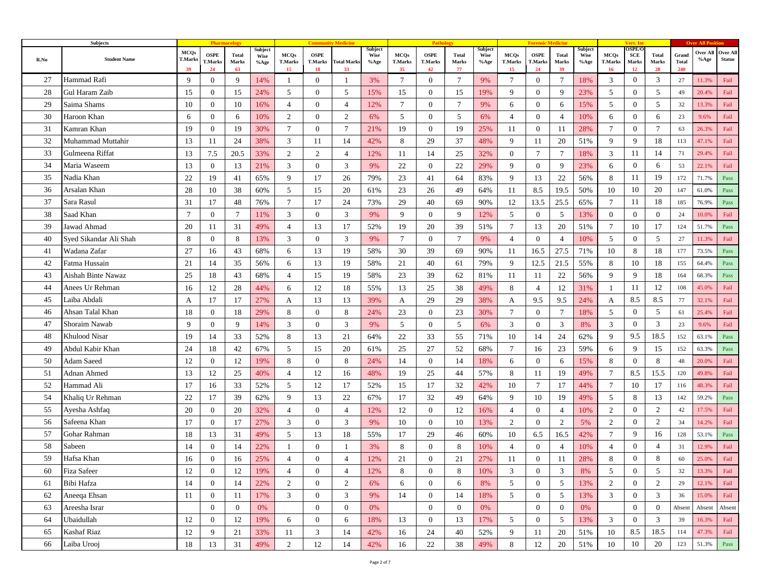| Subjects | | Pharmacology | | | | Community Medicine | | | | Pathology | | | | Forensic Medicine | | | | Vert. Int | | | Over All Position | | |
|---|---|---|---|---|---|---|---|---|---|---|---|---|---|---|---|---|---|---|---|---|---|---|---|
| R.No | Student Name | MCQs T.Marks 39 | OSPE T.Marks 24 | Total Marks 63 | Subject Wise %Age | MCQs T.Marks 15 | OSPE T.Marks 18 | Total Marks 33 | Subject Wise %Age | MCQs T.Marks 35 | OSPE T.Marks 42 | Total Marks 77 | Subject Wise %Age | MCQs T.Marks 15 | OSPE T.Marks 24 | Total Marks 39 | Subject Wise %Age | MCQs T.Marks 16 | OSPE/OSCE Marks 12 | Total Marks 28 | Grand Total 240 | Over All %Age | Over All Status |
| 27 | Hammad Rafi | 9 | 0 | 9 | 14% | 1 | 0 | 1 | 3% | 7 | 0 | 7 | 9% | 7 | 0 | 7 | 18% | 3 | 0 | 3 | 27 | 11.3% | Fail |
| 28 | Gul Haram Zaib | 15 | 0 | 15 | 24% | 5 | 0 | 5 | 15% | 15 | 0 | 15 | 19% | 9 | 0 | 9 | 23% | 5 | 0 | 5 | 49 | 20.4% | Fail |
| 29 | Saima Shams | 10 | 0 | 10 | 16% | 4 | 0 | 4 | 12% | 7 | 0 | 7 | 9% | 6 | 0 | 6 | 15% | 5 | 0 | 5 | 32 | 13.3% | Fail |
| 30 | Haroon Khan | 6 | 0 | 6 | 10% | 2 | 0 | 2 | 6% | 5 | 0 | 5 | 6% | 4 | 0 | 4 | 10% | 6 | 0 | 6 | 23 | 9.6% | Fail |
| 31 | Kamran Khan | 19 | 0 | 19 | 30% | 7 | 0 | 7 | 21% | 19 | 0 | 19 | 25% | 11 | 0 | 11 | 28% | 7 | 0 | 7 | 63 | 26.3% | Fail |
| 32 | Muhammad Muttahir | 13 | 11 | 24 | 38% | 3 | 11 | 14 | 42% | 8 | 29 | 37 | 48% | 9 | 11 | 20 | 51% | 9 | 9 | 18 | 113 | 47.1% | Fail |
| 33 | Gulmeena Riffat | 13 | 7.5 | 20.5 | 33% | 2 | 2 | 4 | 12% | 11 | 14 | 25 | 32% | 0 | 7 | 7 | 18% | 3 | 11 | 14 | 71 | 29.4% | Fail |
| 34 | Maria Waseem | 13 | 0 | 13 | 21% | 3 | 0 | 3 | 9% | 22 | 0 | 22 | 29% | 9 | 0 | 9 | 23% | 6 | 0 | 6 | 53 | 22.1% | Fail |
| 35 | Nadia Khan | 22 | 19 | 41 | 65% | 9 | 17 | 26 | 79% | 23 | 41 | 64 | 83% | 9 | 13 | 22 | 56% | 8 | 11 | 19 | 172 | 71.7% | Pass |
| 36 | Arsalan Khan | 28 | 10 | 38 | 60% | 5 | 15 | 20 | 61% | 23 | 26 | 49 | 64% | 11 | 8.5 | 19.5 | 50% | 10 | 10 | 20 | 147 | 61.0% | Pass |
| 37 | Sara Rasul | 31 | 17 | 48 | 76% | 7 | 17 | 24 | 73% | 29 | 40 | 69 | 90% | 12 | 13.5 | 25.5 | 65% | 7 | 11 | 18 | 185 | 76.9% | Pass |
| 38 | Saad Khan | 7 | 0 | 7 | 11% | 3 | 0 | 3 | 9% | 9 | 0 | 9 | 12% | 5 | 0 | 5 | 13% | 0 | 0 | 0 | 24 | 10.0% | Fail |
| 39 | Jawad Ahmad | 20 | 11 | 31 | 49% | 4 | 13 | 17 | 52% | 19 | 20 | 39 | 51% | 7 | 13 | 20 | 51% | 7 | 10 | 17 | 124 | 51.7% | Pass |
| 40 | Syed Sikandar Ali Shah | 8 | 0 | 8 | 13% | 3 | 0 | 3 | 9% | 7 | 0 | 7 | 9% | 4 | 0 | 4 | 10% | 5 | 0 | 5 | 27 | 11.3% | Fail |
| 41 | Wadana Zafar | 27 | 16 | 43 | 68% | 6 | 13 | 19 | 58% | 30 | 39 | 69 | 90% | 11 | 16.5 | 27.5 | 71% | 10 | 8 | 18 | 177 | 73.5% | Pass |
| 42 | Fatma Hussain | 21 | 14 | 35 | 56% | 6 | 13 | 19 | 58% | 21 | 40 | 61 | 79% | 9 | 12.5 | 21.5 | 55% | 8 | 10 | 18 | 155 | 64.4% | Pass |
| 43 | Aishah Binte Nawaz | 25 | 18 | 43 | 68% | 4 | 15 | 19 | 58% | 23 | 39 | 62 | 81% | 11 | 11 | 22 | 56% | 9 | 9 | 18 | 164 | 68.3% | Pass |
| 44 | Anees Ur Rehman | 16 | 12 | 28 | 44% | 6 | 12 | 18 | 55% | 13 | 25 | 38 | 49% | 8 | 4 | 12 | 31% | 1 | 11 | 12 | 108 | 45.0% | Fail |
| 45 | Laiba Abdali | A | 17 | 17 | 27% | A | 13 | 13 | 39% | A | 29 | 29 | 38% | A | 9.5 | 9.5 | 24% | A | 8.5 | 8.5 | 77 | 32.1% | Fail |
| 46 | Ahsan Talal Khan | 18 | 0 | 18 | 29% | 8 | 0 | 8 | 24% | 23 | 0 | 23 | 30% | 7 | 0 | 7 | 18% | 5 | 0 | 5 | 61 | 25.4% | Fail |
| 47 | Shoraim Nawab | 9 | 0 | 9 | 14% | 3 | 0 | 3 | 9% | 5 | 0 | 5 | 6% | 3 | 0 | 3 | 8% | 3 | 0 | 3 | 23 | 9.6% | Fail |
| 48 | Khulood Nisar | 19 | 14 | 33 | 52% | 8 | 13 | 21 | 64% | 22 | 33 | 55 | 71% | 10 | 14 | 24 | 62% | 9 | 9.5 | 18.5 | 152 | 63.1% | Pass |
| 49 | Abdul Kabir Khan | 24 | 18 | 42 | 67% | 5 | 15 | 20 | 61% | 25 | 27 | 52 | 68% | 7 | 16 | 23 | 59% | 6 | 9 | 15 | 152 | 63.3% | Pass |
| 50 | Adam Saeed | 12 | 0 | 12 | 19% | 8 | 0 | 8 | 24% | 14 | 0 | 14 | 18% | 6 | 0 | 6 | 15% | 8 | 0 | 8 | 48 | 20.0% | Fail |
| 51 | Adnan Ahmed | 13 | 12 | 25 | 40% | 4 | 12 | 16 | 48% | 19 | 25 | 44 | 57% | 8 | 11 | 19 | 49% | 7 | 8.5 | 15.5 | 120 | 49.8% | Fail |
| 52 | Hammad Ali | 17 | 16 | 33 | 52% | 5 | 12 | 17 | 52% | 15 | 17 | 32 | 42% | 10 | 7 | 17 | 44% | 7 | 10 | 17 | 116 | 48.3% | Fail |
| 54 | Khaliq Ur Rehman | 22 | 17 | 39 | 62% | 9 | 13 | 22 | 67% | 17 | 32 | 49 | 64% | 9 | 10 | 19 | 49% | 5 | 8 | 13 | 142 | 59.2% | Pass |
| 55 | Ayesha Ashfaq | 20 | 0 | 20 | 32% | 4 | 0 | 4 | 12% | 12 | 0 | 12 | 16% | 4 | 0 | 4 | 10% | 2 | 0 | 2 | 42 | 17.5% | Fail |
| 56 | Safeena Khan | 17 | 0 | 17 | 27% | 3 | 0 | 3 | 9% | 10 | 0 | 10 | 13% | 2 | 0 | 2 | 5% | 2 | 0 | 2 | 34 | 14.2% | Fail |
| 57 | Gohar Rahman | 18 | 13 | 31 | 49% | 5 | 13 | 18 | 55% | 17 | 29 | 46 | 60% | 10 | 6.5 | 16.5 | 42% | 7 | 9 | 16 | 128 | 53.1% | Pass |
| 58 | Sabeen | 14 | 0 | 14 | 22% | 1 | 0 | 1 | 3% | 8 | 0 | 8 | 10% | 4 | 0 | 4 | 10% | 4 | 0 | 4 | 31 | 12.9% | Fail |
| 59 | Hafsa Khan | 16 | 0 | 16 | 25% | 4 | 0 | 4 | 12% | 21 | 0 | 21 | 27% | 11 | 0 | 11 | 28% | 8 | 0 | 8 | 60 | 25.0% | Fail |
| 60 | Fiza Safeer | 12 | 0 | 12 | 19% | 4 | 0 | 4 | 12% | 8 | 0 | 8 | 10% | 3 | 0 | 3 | 8% | 5 | 0 | 5 | 32 | 13.3% | Fail |
| 61 | Bibi Hafza | 14 | 0 | 14 | 22% | 2 | 0 | 2 | 6% | 6 | 0 | 6 | 8% | 5 | 0 | 5 | 13% | 2 | 0 | 2 | 29 | 12.1% | Fail |
| 62 | Aneeqa Ehsan | 11 | 0 | 11 | 17% | 3 | 0 | 3 | 9% | 14 | 0 | 14 | 18% | 5 | 0 | 5 | 13% | 3 | 0 | 3 | 36 | 15.0% | Fail |
| 63 | Areesha Israr | | 0 | 0 | 0% | | 0 | 0 | 0% | | 0 | 0 | 0% | | 0 | 0 | 0% | | 0 | 0 | Absent | Absent | Absent |
| 64 | Ubaidullah | 12 | 0 | 12 | 19% | 6 | 0 | 6 | 18% | 13 | 0 | 13 | 17% | 5 | 0 | 5 | 13% | 3 | 0 | 3 | 39 | 16.3% | Fail |
| 65 | Kashaf Riaz | 12 | 9 | 21 | 33% | 11 | 3 | 14 | 42% | 16 | 24 | 40 | 52% | 9 | 11 | 20 | 51% | 10 | 8.5 | 18.5 | 114 | 47.3% | Fail |
| 66 | Laiba Urooj | 18 | 13 | 31 | 49% | 2 | 12 | 14 | 42% | 16 | 22 | 38 | 49% | 8 | 12 | 20 | 51% | 10 | 10 | 20 | 123 | 51.3% | Pass |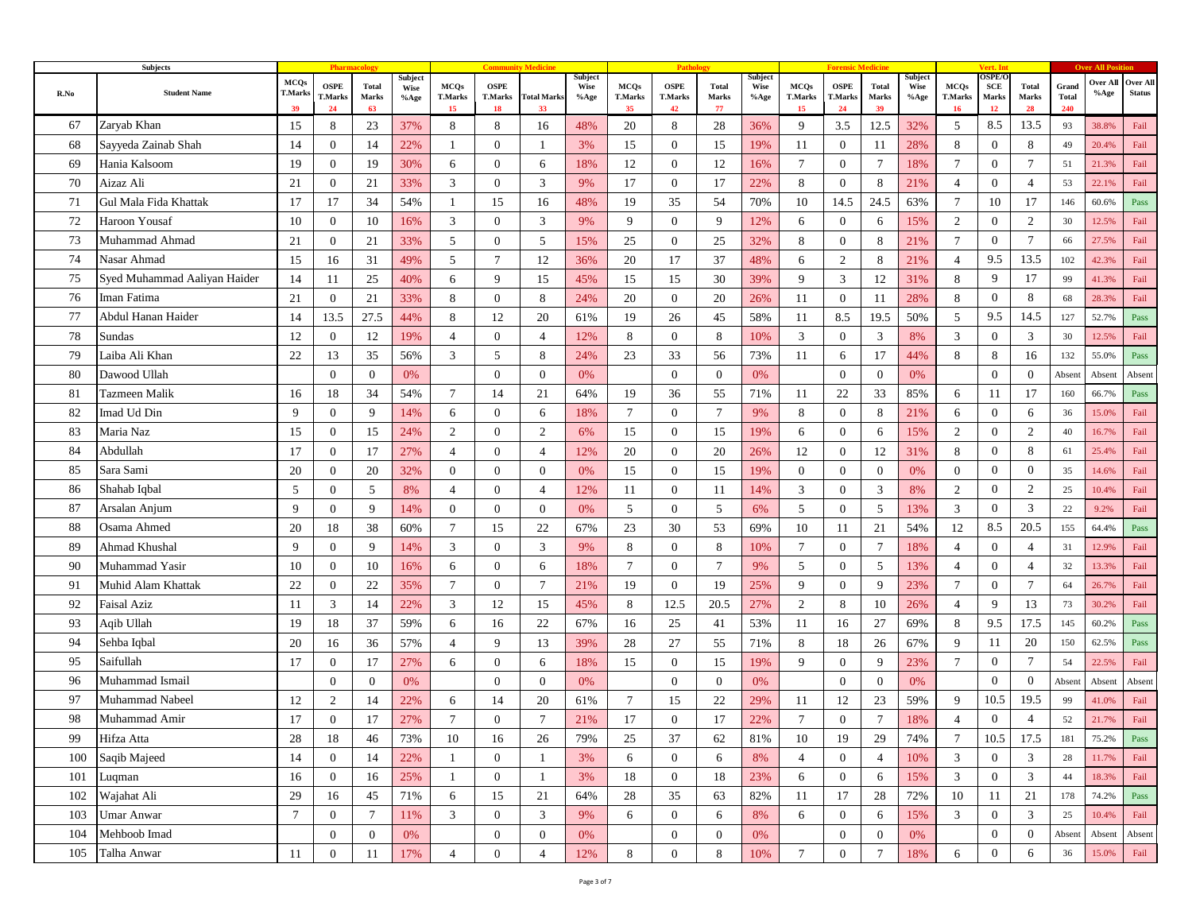| R.No | Student Name | Pharmacology | | | | Community Medicine | | | | Pathology | | | | Forensic Medicine | | | | Vert. Int | | | Over All Position | | |
|---|---|---|---|---|---|---|---|---|---|---|---|---|---|---|---|---|---|---|---|---|---|---|---|
| | | MCQs T.Marks 39 | OSPE T.Marks 24 | Total Marks 63 | Subject Wise %Age | MCQs T.Marks 15 | OSPE T.Marks 18 | Total Marks 33 | Subject Wise %Age | MCQs T.Marks 35 | OSPE T.Marks 42 | Total Marks 77 | Subject Wise %Age | MCQs T.Marks 15 | OSPE T.Marks 24 | Total Marks 39 | Subject Wise %Age | MCQs T.Marks 16 | OSPE/OSCE Marks 12 | Total Marks 28 | Grand Total 240 | Over All %Age | Over All Status |
| 67 | Zaryab Khan | 15 | 8 | 23 | 37% | 8 | 8 | 16 | 48% | 20 | 8 | 28 | 36% | 9 | 3.5 | 12.5 | 32% | 5 | 8.5 | 13.5 | 93 | 38.8% | Fail |
| 68 | Sayyeda Zainab Shah | 14 | 0 | 14 | 22% | 1 | 0 | 1 | 3% | 15 | 0 | 15 | 19% | 11 | 0 | 11 | 28% | 8 | 0 | 8 | 49 | 20.4% | Fail |
| 69 | Hania Kalsoom | 19 | 0 | 19 | 30% | 6 | 0 | 6 | 18% | 12 | 0 | 12 | 16% | 7 | 0 | 7 | 18% | 7 | 0 | 7 | 51 | 21.3% | Fail |
| 70 | Aizaz Ali | 21 | 0 | 21 | 33% | 3 | 0 | 3 | 9% | 17 | 0 | 17 | 22% | 8 | 0 | 8 | 21% | 4 | 0 | 4 | 53 | 22.1% | Fail |
| 71 | Gul Mala Fida Khattak | 17 | 17 | 34 | 54% | 1 | 15 | 16 | 48% | 19 | 35 | 54 | 70% | 10 | 14.5 | 24.5 | 63% | 7 | 10 | 17 | 146 | 60.6% | Pass |
| 72 | Haroon Yousaf | 10 | 0 | 10 | 16% | 3 | 0 | 3 | 9% | 9 | 0 | 9 | 12% | 6 | 0 | 6 | 15% | 2 | 0 | 2 | 30 | 12.5% | Fail |
| 73 | Muhammad Ahmad | 21 | 0 | 21 | 33% | 5 | 0 | 5 | 15% | 25 | 0 | 25 | 32% | 8 | 0 | 8 | 21% | 7 | 0 | 7 | 66 | 27.5% | Fail |
| 74 | Nasar Ahmad | 15 | 16 | 31 | 49% | 5 | 7 | 12 | 36% | 20 | 17 | 37 | 48% | 6 | 2 | 8 | 21% | 4 | 9.5 | 13.5 | 102 | 42.3% | Fail |
| 75 | Syed Muhammad Aaliyan Haider | 14 | 11 | 25 | 40% | 6 | 9 | 15 | 45% | 15 | 15 | 30 | 39% | 9 | 3 | 12 | 31% | 8 | 9 | 17 | 99 | 41.3% | Fail |
| 76 | Iman Fatima | 21 | 0 | 21 | 33% | 8 | 0 | 8 | 24% | 20 | 0 | 20 | 26% | 11 | 0 | 11 | 28% | 8 | 0 | 8 | 68 | 28.3% | Fail |
| 77 | Abdul Hanan Haider | 14 | 13.5 | 27.5 | 44% | 8 | 12 | 20 | 61% | 19 | 26 | 45 | 58% | 11 | 8.5 | 19.5 | 50% | 5 | 9.5 | 14.5 | 127 | 52.7% | Pass |
| 78 | Sundas | 12 | 0 | 12 | 19% | 4 | 0 | 4 | 12% | 8 | 0 | 8 | 10% | 3 | 0 | 3 | 8% | 3 | 0 | 3 | 30 | 12.5% | Fail |
| 79 | Laiba Ali Khan | 22 | 13 | 35 | 56% | 3 | 5 | 8 | 24% | 23 | 33 | 56 | 73% | 11 | 6 | 17 | 44% | 8 | 8 | 16 | 132 | 55.0% | Pass |
| 80 | Dawood Ullah | | 0 | 0 | 0% | | 0 | 0 | 0% | | 0 | 0 | 0% | | 0 | 0 | 0% | | 0 | 0 | Absent | Absent | Absent |
| 81 | Tazmeen Malik | 16 | 18 | 34 | 54% | 7 | 14 | 21 | 64% | 19 | 36 | 55 | 71% | 11 | 22 | 33 | 85% | 6 | 11 | 17 | 160 | 66.7% | Pass |
| 82 | Imad Ud Din | 9 | 0 | 9 | 14% | 6 | 0 | 6 | 18% | 7 | 0 | 7 | 9% | 8 | 0 | 8 | 21% | 6 | 0 | 6 | 36 | 15.0% | Fail |
| 83 | Maria Naz | 15 | 0 | 15 | 24% | 2 | 0 | 2 | 6% | 15 | 0 | 15 | 19% | 6 | 0 | 6 | 15% | 2 | 0 | 2 | 40 | 16.7% | Fail |
| 84 | Abdullah | 17 | 0 | 17 | 27% | 4 | 0 | 4 | 12% | 20 | 0 | 20 | 26% | 12 | 0 | 12 | 31% | 8 | 0 | 8 | 61 | 25.4% | Fail |
| 85 | Sara Sami | 20 | 0 | 20 | 32% | 0 | 0 | 0 | 0% | 15 | 0 | 15 | 19% | 0 | 0 | 0 | 0% | 0 | 0 | 0 | 35 | 14.6% | Fail |
| 86 | Shahab Iqbal | 5 | 0 | 5 | 8% | 4 | 0 | 4 | 12% | 11 | 0 | 11 | 14% | 3 | 0 | 3 | 8% | 2 | 0 | 2 | 25 | 10.4% | Fail |
| 87 | Arsalan Anjum | 9 | 0 | 9 | 14% | 0 | 0 | 0 | 0% | 5 | 0 | 5 | 6% | 5 | 0 | 5 | 13% | 3 | 0 | 3 | 22 | 9.2% | Fail |
| 88 | Osama Ahmed | 20 | 18 | 38 | 60% | 7 | 15 | 22 | 67% | 23 | 30 | 53 | 69% | 10 | 11 | 21 | 54% | 12 | 8.5 | 20.5 | 155 | 64.4% | Pass |
| 89 | Ahmad Khushal | 9 | 0 | 9 | 14% | 3 | 0 | 3 | 9% | 8 | 0 | 8 | 10% | 7 | 0 | 7 | 18% | 4 | 0 | 4 | 31 | 12.9% | Fail |
| 90 | Muhammad Yasir | 10 | 0 | 10 | 16% | 6 | 0 | 6 | 18% | 7 | 0 | 7 | 9% | 5 | 0 | 5 | 13% | 4 | 0 | 4 | 32 | 13.3% | Fail |
| 91 | Muhid Alam Khattak | 22 | 0 | 22 | 35% | 7 | 0 | 7 | 21% | 19 | 0 | 19 | 25% | 9 | 0 | 9 | 23% | 7 | 0 | 7 | 64 | 26.7% | Fail |
| 92 | Faisal Aziz | 11 | 3 | 14 | 22% | 3 | 12 | 15 | 45% | 8 | 12.5 | 20.5 | 27% | 2 | 8 | 10 | 26% | 4 | 9 | 13 | 73 | 30.2% | Fail |
| 93 | Aqib Ullah | 19 | 18 | 37 | 59% | 6 | 16 | 22 | 67% | 16 | 25 | 41 | 53% | 11 | 16 | 27 | 69% | 8 | 9.5 | 17.5 | 145 | 60.2% | Pass |
| 94 | Sehba Iqbal | 20 | 16 | 36 | 57% | 4 | 9 | 13 | 39% | 28 | 27 | 55 | 71% | 8 | 18 | 26 | 67% | 9 | 11 | 20 | 150 | 62.5% | Pass |
| 95 | Saifullah | 17 | 0 | 17 | 27% | 6 | 0 | 6 | 18% | 15 | 0 | 15 | 19% | 9 | 0 | 9 | 23% | 7 | 0 | 7 | 54 | 22.5% | Fail |
| 96 | Muhammad Ismail | | 0 | 0 | 0% | | 0 | 0 | 0% | | 0 | 0 | 0% | | 0 | 0 | 0% | | 0 | 0 | Absent | Absent | Absent |
| 97 | Muhammad Nabeel | 12 | 2 | 14 | 22% | 6 | 14 | 20 | 61% | 7 | 15 | 22 | 29% | 11 | 12 | 23 | 59% | 9 | 10.5 | 19.5 | 99 | 41.0% | Fail |
| 98 | Muhammad Amir | 17 | 0 | 17 | 27% | 7 | 0 | 7 | 21% | 17 | 0 | 17 | 22% | 7 | 0 | 7 | 18% | 4 | 0 | 4 | 52 | 21.7% | Fail |
| 99 | Hifza Atta | 28 | 18 | 46 | 73% | 10 | 16 | 26 | 79% | 25 | 37 | 62 | 81% | 10 | 19 | 29 | 74% | 7 | 10.5 | 17.5 | 181 | 75.2% | Pass |
| 100 | Saqib Majeed | 14 | 0 | 14 | 22% | 1 | 0 | 1 | 3% | 6 | 0 | 6 | 8% | 4 | 0 | 4 | 10% | 3 | 0 | 3 | 28 | 11.7% | Fail |
| 101 | Luqman | 16 | 0 | 16 | 25% | 1 | 0 | 1 | 3% | 18 | 0 | 18 | 23% | 6 | 0 | 6 | 15% | 3 | 0 | 3 | 44 | 18.3% | Fail |
| 102 | Wajahat Ali | 29 | 16 | 45 | 71% | 6 | 15 | 21 | 64% | 28 | 35 | 63 | 82% | 11 | 17 | 28 | 72% | 10 | 11 | 21 | 178 | 74.2% | Pass |
| 103 | Umar Anwar | 7 | 0 | 7 | 11% | 3 | 0 | 3 | 9% | 6 | 0 | 6 | 8% | 6 | 0 | 6 | 15% | 3 | 0 | 3 | 25 | 10.4% | Fail |
| 104 | Mehboob Imad | | 0 | 0 | 0% | | 0 | 0 | 0% | | 0 | 0 | 0% | | 0 | 0 | 0% | | 0 | 0 | Absent | Absent | Absent |
| 105 | Talha Anwar | 11 | 0 | 11 | 17% | 4 | 0 | 4 | 12% | 8 | 0 | 8 | 10% | 7 | 0 | 7 | 18% | 6 | 0 | 6 | 36 | 15.0% | Fail |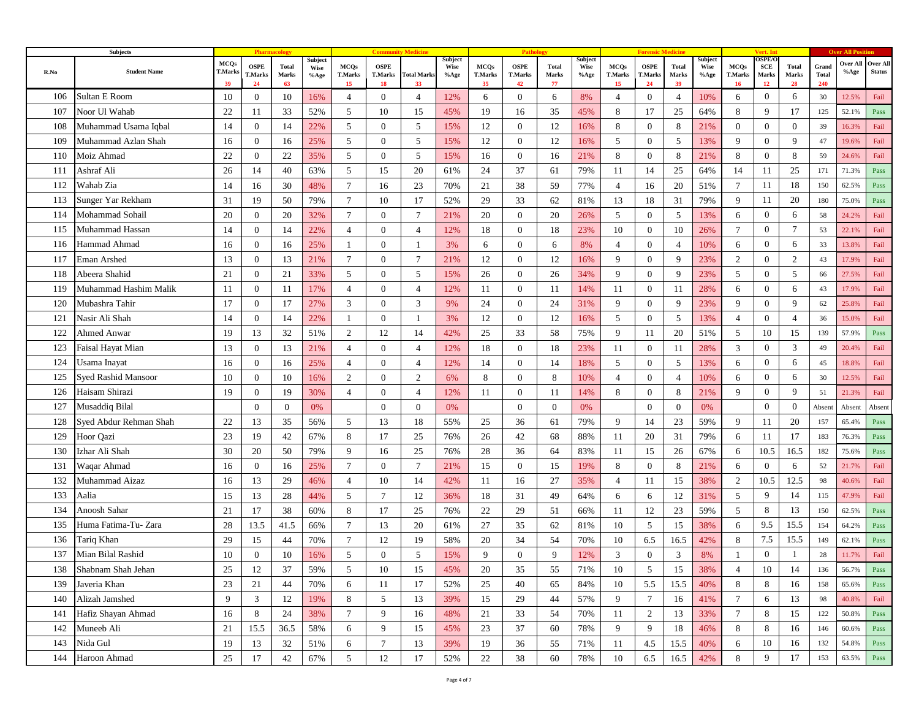| Subjects | | Pharmacology | | | | Community Medicine | | | | Pathology | | | | Forensic Medicine | | | | Vert. Int | | | Over All Position | | |
|---|---|---|---|---|---|---|---|---|---|---|---|---|---|---|---|---|---|---|---|---|---|---|---|
| R.No | Student Name | MCQs T.Marks 39 | OSPE T.Marks 24 | Total Marks 63 | Subject Wise %Age | MCQs T.Marks 15 | OSPE T.Marks 18 | Total Marks 33 | Subject Wise %Age | MCQs T.Marks 35 | OSPE T.Marks 42 | Total Marks 77 | Subject Wise %Age | MCQs T.Marks 15 | OSPE T.Marks 24 | Total Marks 39 | Subject Wise %Age | MCQs T.Marks 16 | OSPE/OSCE Marks 12 | Total Marks 28 | Grand Total 240 | Over All %Age | Over All Status |
| 106 | Sultan E Room | 10 | 0 | 10 | 16% | 4 | 0 | 4 | 12% | 6 | 0 | 6 | 8% | 4 | 0 | 4 | 10% | 6 | 0 | 6 | 30 | 12.5% | Fail |
| 107 | Noor Ul Wahab | 22 | 11 | 33 | 52% | 5 | 10 | 15 | 45% | 19 | 16 | 35 | 45% | 8 | 17 | 25 | 64% | 8 | 9 | 17 | 125 | 52.1% | Pass |
| 108 | Muhammad Usama Iqbal | 14 | 0 | 14 | 22% | 5 | 0 | 5 | 15% | 12 | 0 | 12 | 16% | 8 | 0 | 8 | 21% | 0 | 0 | 0 | 39 | 16.3% | Fail |
| 109 | Muhammad Azlan Shah | 16 | 0 | 16 | 25% | 5 | 0 | 5 | 15% | 12 | 0 | 12 | 16% | 5 | 0 | 5 | 13% | 9 | 0 | 9 | 47 | 19.6% | Fail |
| 110 | Moiz Ahmad | 22 | 0 | 22 | 35% | 5 | 0 | 5 | 15% | 16 | 0 | 16 | 21% | 8 | 0 | 8 | 21% | 8 | 0 | 8 | 59 | 24.6% | Fail |
| 111 | Ashraf Ali | 26 | 14 | 40 | 63% | 5 | 15 | 20 | 61% | 24 | 37 | 61 | 79% | 11 | 14 | 25 | 64% | 14 | 11 | 25 | 171 | 71.3% | Pass |
| 112 | Wahab Zia | 14 | 16 | 30 | 48% | 7 | 16 | 23 | 70% | 21 | 38 | 59 | 77% | 4 | 16 | 20 | 51% | 7 | 11 | 18 | 150 | 62.5% | Pass |
| 113 | Sunger Yar Rekham | 31 | 19 | 50 | 79% | 7 | 10 | 17 | 52% | 29 | 33 | 62 | 81% | 13 | 18 | 31 | 79% | 9 | 11 | 20 | 180 | 75.0% | Pass |
| 114 | Mohammad Sohail | 20 | 0 | 20 | 32% | 7 | 0 | 7 | 21% | 20 | 0 | 20 | 26% | 5 | 0 | 5 | 13% | 6 | 0 | 6 | 58 | 24.2% | Fail |
| 115 | Muhammad Hassan | 14 | 0 | 14 | 22% | 4 | 0 | 4 | 12% | 18 | 0 | 18 | 23% | 10 | 0 | 10 | 26% | 7 | 0 | 7 | 53 | 22.1% | Fail |
| 116 | Hammad Ahmad | 16 | 0 | 16 | 25% | 1 | 0 | 1 | 3% | 6 | 0 | 6 | 8% | 4 | 0 | 4 | 10% | 6 | 0 | 6 | 33 | 13.8% | Fail |
| 117 | Eman Arshed | 13 | 0 | 13 | 21% | 7 | 0 | 7 | 21% | 12 | 0 | 12 | 16% | 9 | 0 | 9 | 23% | 2 | 0 | 2 | 43 | 17.9% | Fail |
| 118 | Abeera Shahid | 21 | 0 | 21 | 33% | 5 | 0 | 5 | 15% | 26 | 0 | 26 | 34% | 9 | 0 | 9 | 23% | 5 | 0 | 5 | 66 | 27.5% | Fail |
| 119 | Muhammad Hashim Malik | 11 | 0 | 11 | 17% | 4 | 0 | 4 | 12% | 11 | 0 | 11 | 14% | 11 | 0 | 11 | 28% | 6 | 0 | 6 | 43 | 17.9% | Fail |
| 120 | Mubashra Tahir | 17 | 0 | 17 | 27% | 3 | 0 | 3 | 9% | 24 | 0 | 24 | 31% | 9 | 0 | 9 | 23% | 9 | 0 | 9 | 62 | 25.8% | Fail |
| 121 | Nasir Ali Shah | 14 | 0 | 14 | 22% | 1 | 0 | 1 | 3% | 12 | 0 | 12 | 16% | 5 | 0 | 5 | 13% | 4 | 0 | 4 | 36 | 15.0% | Fail |
| 122 | Ahmed Anwar | 19 | 13 | 32 | 51% | 2 | 12 | 14 | 42% | 25 | 33 | 58 | 75% | 9 | 11 | 20 | 51% | 5 | 10 | 15 | 139 | 57.9% | Pass |
| 123 | Faisal Hayat Mian | 13 | 0 | 13 | 21% | 4 | 0 | 4 | 12% | 18 | 0 | 18 | 23% | 11 | 0 | 11 | 28% | 3 | 0 | 3 | 49 | 20.4% | Fail |
| 124 | Usama Inayat | 16 | 0 | 16 | 25% | 4 | 0 | 4 | 12% | 14 | 0 | 14 | 18% | 5 | 0 | 5 | 13% | 6 | 0 | 6 | 45 | 18.8% | Fail |
| 125 | Syed Rashid Mansoor | 10 | 0 | 10 | 16% | 2 | 0 | 2 | 6% | 8 | 0 | 8 | 10% | 4 | 0 | 4 | 10% | 6 | 0 | 6 | 30 | 12.5% | Fail |
| 126 | Haisam Shirazi | 19 | 0 | 19 | 30% | 4 | 0 | 4 | 12% | 11 | 0 | 11 | 14% | 8 | 0 | 8 | 21% | 9 | 0 | 9 | 51 | 21.3% | Fail |
| 127 | Musaddiq Bilal | | 0 | 0 | 0% | | 0 | 0 | 0% | | 0 | 0 | 0% | | 0 | 0 | 0% | | 0 | 0 | Absent | Absent | Absent |
| 128 | Syed Abdur Rehman Shah | 22 | 13 | 35 | 56% | 5 | 13 | 18 | 55% | 25 | 36 | 61 | 79% | 9 | 14 | 23 | 59% | 9 | 11 | 20 | 157 | 65.4% | Pass |
| 129 | Hoor Qazi | 23 | 19 | 42 | 67% | 8 | 17 | 25 | 76% | 26 | 42 | 68 | 88% | 11 | 20 | 31 | 79% | 6 | 11 | 17 | 183 | 76.3% | Pass |
| 130 | Izhar Ali Shah | 30 | 20 | 50 | 79% | 9 | 16 | 25 | 76% | 28 | 36 | 64 | 83% | 11 | 15 | 26 | 67% | 6 | 10.5 | 16.5 | 182 | 75.6% | Pass |
| 131 | Waqar Ahmad | 16 | 0 | 16 | 25% | 7 | 0 | 7 | 21% | 15 | 0 | 15 | 19% | 8 | 0 | 8 | 21% | 6 | 0 | 6 | 52 | 21.7% | Fail |
| 132 | Muhammad Aizaz | 16 | 13 | 29 | 46% | 4 | 10 | 14 | 42% | 11 | 16 | 27 | 35% | 4 | 11 | 15 | 38% | 2 | 10.5 | 12.5 | 98 | 40.6% | Fail |
| 133 | Aalia | 15 | 13 | 28 | 44% | 5 | 7 | 12 | 36% | 18 | 31 | 49 | 64% | 6 | 6 | 12 | 31% | 5 | 9 | 14 | 115 | 47.9% | Fail |
| 134 | Anoosh Sahar | 21 | 17 | 38 | 60% | 8 | 17 | 25 | 76% | 22 | 29 | 51 | 66% | 11 | 12 | 23 | 59% | 5 | 8 | 13 | 150 | 62.5% | Pass |
| 135 | Huma Fatima-Tu- Zara | 28 | 13.5 | 41.5 | 66% | 7 | 13 | 20 | 61% | 27 | 35 | 62 | 81% | 10 | 5 | 15 | 38% | 6 | 9.5 | 15.5 | 154 | 64.2% | Pass |
| 136 | Tariq Khan | 29 | 15 | 44 | 70% | 7 | 12 | 19 | 58% | 20 | 34 | 54 | 70% | 10 | 6.5 | 16.5 | 42% | 8 | 7.5 | 15.5 | 149 | 62.1% | Pass |
| 137 | Mian Bilal Rashid | 10 | 0 | 10 | 16% | 5 | 0 | 5 | 15% | 9 | 0 | 9 | 12% | 3 | 0 | 3 | 8% | 1 | 0 | 1 | 28 | 11.7% | Fail |
| 138 | Shabnam Shah Jehan | 25 | 12 | 37 | 59% | 5 | 10 | 15 | 45% | 20 | 35 | 55 | 71% | 10 | 5 | 15 | 38% | 4 | 10 | 14 | 136 | 56.7% | Pass |
| 139 | Javeria Khan | 23 | 21 | 44 | 70% | 6 | 11 | 17 | 52% | 25 | 40 | 65 | 84% | 10 | 5.5 | 15.5 | 40% | 8 | 8 | 16 | 158 | 65.6% | Pass |
| 140 | Alizah Jamshed | 9 | 3 | 12 | 19% | 8 | 5 | 13 | 39% | 15 | 29 | 44 | 57% | 9 | 7 | 16 | 41% | 7 | 6 | 13 | 98 | 40.8% | Fail |
| 141 | Hafiz Shayan Ahmad | 16 | 8 | 24 | 38% | 7 | 9 | 16 | 48% | 21 | 33 | 54 | 70% | 11 | 2 | 13 | 33% | 7 | 8 | 15 | 122 | 50.8% | Pass |
| 142 | Muneeb Ali | 21 | 15.5 | 36.5 | 58% | 6 | 9 | 15 | 45% | 23 | 37 | 60 | 78% | 9 | 9 | 18 | 46% | 8 | 8 | 16 | 146 | 60.6% | Pass |
| 143 | Nida Gul | 19 | 13 | 32 | 51% | 6 | 7 | 13 | 39% | 19 | 36 | 55 | 71% | 11 | 4.5 | 15.5 | 40% | 6 | 10 | 16 | 132 | 54.8% | Pass |
| 144 | Haroon Ahmad | 25 | 17 | 42 | 67% | 5 | 12 | 17 | 52% | 22 | 38 | 60 | 78% | 10 | 6.5 | 16.5 | 42% | 8 | 9 | 17 | 153 | 63.5% | Pass |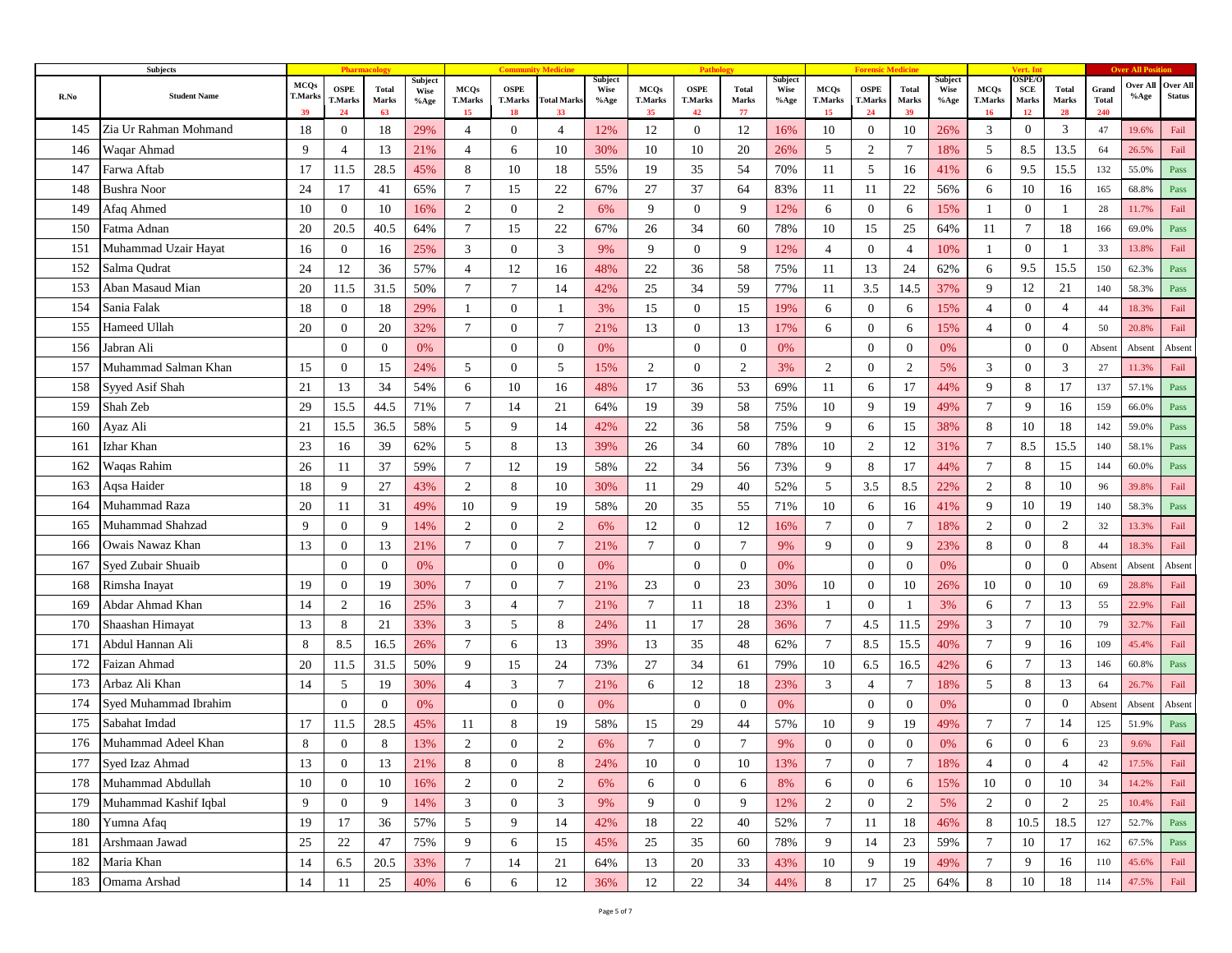| Subjects | | Pharmacology | | | | Community Medicine | | | | Pathology | | | | Forensic Medicine | | | | Vert. Int | | | Over All Position | | |
|---|---|---|---|---|---|---|---|---|---|---|---|---|---|---|---|---|---|---|---|---|---|---|---|
| R.No | Student Name | MCQs T.Marks 39 | OSPE T.Marks 24 | Total Marks 63 | Subject Wise %Age | MCQs T.Marks 15 | OSPE T.Marks 18 | Total Marks 33 | Subject Wise %Age | MCQs T.Marks 35 | OSPE T.Marks 42 | Total Marks 77 | Subject Wise %Age | MCQs T.Marks 15 | OSPE T.Marks 24 | Total Marks 39 | Subject Wise %Age | MCQs T.Marks 16 | OSPE/OSCE Marks 12 | Total Marks 28 | Grand Total 240 | Over All %Age | Over All Status |
| 145 | Zia Ur Rahman Mohmand | 18 | 0 | 18 | 29% | 4 | 0 | 4 | 12% | 12 | 0 | 12 | 16% | 10 | 0 | 10 | 26% | 3 | 0 | 3 | 47 | 19.6% | Fail |
| 146 | Waqar Ahmad | 9 | 4 | 13 | 21% | 4 | 6 | 10 | 30% | 10 | 10 | 20 | 26% | 5 | 2 | 7 | 18% | 5 | 8.5 | 13.5 | 64 | 26.5% | Fail |
| 147 | Farwa Aftab | 17 | 11.5 | 28.5 | 45% | 8 | 10 | 18 | 55% | 19 | 35 | 54 | 70% | 11 | 5 | 16 | 41% | 6 | 9.5 | 15.5 | 132 | 55.0% | Pass |
| 148 | Bushra Noor | 24 | 17 | 41 | 65% | 7 | 15 | 22 | 67% | 27 | 37 | 64 | 83% | 11 | 11 | 22 | 56% | 6 | 10 | 16 | 165 | 68.8% | Pass |
| 149 | Afaq Ahmed | 10 | 0 | 10 | 16% | 2 | 0 | 2 | 6% | 9 | 0 | 9 | 12% | 6 | 0 | 6 | 15% | 1 | 0 | 1 | 28 | 11.7% | Fail |
| 150 | Fatma Adnan | 20 | 20.5 | 40.5 | 64% | 7 | 15 | 22 | 67% | 26 | 34 | 60 | 78% | 10 | 15 | 25 | 64% | 11 | 7 | 18 | 166 | 69.0% | Pass |
| 151 | Muhammad Uzair Hayat | 16 | 0 | 16 | 25% | 3 | 0 | 3 | 9% | 9 | 0 | 9 | 12% | 4 | 0 | 4 | 10% | 1 | 0 | 1 | 33 | 13.8% | Fail |
| 152 | Salma Qudrat | 24 | 12 | 36 | 57% | 4 | 12 | 16 | 48% | 22 | 36 | 58 | 75% | 11 | 13 | 24 | 62% | 6 | 9.5 | 15.5 | 150 | 62.3% | Pass |
| 153 | Aban Masaud Mian | 20 | 11.5 | 31.5 | 50% | 7 | 7 | 14 | 42% | 25 | 34 | 59 | 77% | 11 | 3.5 | 14.5 | 37% | 9 | 12 | 21 | 140 | 58.3% | Pass |
| 154 | Sania Falak | 18 | 0 | 18 | 29% | 1 | 0 | 1 | 3% | 15 | 0 | 15 | 19% | 6 | 0 | 6 | 15% | 4 | 0 | 4 | 44 | 18.3% | Fail |
| 155 | Hameed Ullah | 20 | 0 | 20 | 32% | 7 | 0 | 7 | 21% | 13 | 0 | 13 | 17% | 6 | 0 | 6 | 15% | 4 | 0 | 4 | 50 | 20.8% | Fail |
| 156 | Jabran Ali | | 0 | 0 | 0% | | 0 | 0 | 0% | | 0 | 0 | 0% | | 0 | 0 | 0% | | 0 | 0 | Absent | Absent | Absent |
| 157 | Muhammad Salman Khan | 15 | 0 | 15 | 24% | 5 | 0 | 5 | 15% | 2 | 0 | 2 | 3% | 2 | 0 | 2 | 5% | 3 | 0 | 3 | 27 | 11.3% | Fail |
| 158 | Syyed Asif Shah | 21 | 13 | 34 | 54% | 6 | 10 | 16 | 48% | 17 | 36 | 53 | 69% | 11 | 6 | 17 | 44% | 9 | 8 | 17 | 137 | 57.1% | Pass |
| 159 | Shah Zeb | 29 | 15.5 | 44.5 | 71% | 7 | 14 | 21 | 64% | 19 | 39 | 58 | 75% | 10 | 9 | 19 | 49% | 7 | 9 | 16 | 159 | 66.0% | Pass |
| 160 | Ayaz Ali | 21 | 15.5 | 36.5 | 58% | 5 | 9 | 14 | 42% | 22 | 36 | 58 | 75% | 9 | 6 | 15 | 38% | 8 | 10 | 18 | 142 | 59.0% | Pass |
| 161 | Izhar Khan | 23 | 16 | 39 | 62% | 5 | 8 | 13 | 39% | 26 | 34 | 60 | 78% | 10 | 2 | 12 | 31% | 7 | 8.5 | 15.5 | 140 | 58.1% | Pass |
| 162 | Waqas Rahim | 26 | 11 | 37 | 59% | 7 | 12 | 19 | 58% | 22 | 34 | 56 | 73% | 9 | 8 | 17 | 44% | 7 | 8 | 15 | 144 | 60.0% | Pass |
| 163 | Aqsa Haider | 18 | 9 | 27 | 43% | 2 | 8 | 10 | 30% | 11 | 29 | 40 | 52% | 5 | 3.5 | 8.5 | 22% | 2 | 8 | 10 | 96 | 39.8% | Fail |
| 164 | Muhammad Raza | 20 | 11 | 31 | 49% | 10 | 9 | 19 | 58% | 20 | 35 | 55 | 71% | 10 | 6 | 16 | 41% | 9 | 10 | 19 | 140 | 58.3% | Pass |
| 165 | Muhammad Shahzad | 9 | 0 | 9 | 14% | 2 | 0 | 2 | 6% | 12 | 0 | 12 | 16% | 7 | 0 | 7 | 18% | 2 | 0 | 2 | 32 | 13.3% | Fail |
| 166 | Owais Nawaz Khan | 13 | 0 | 13 | 21% | 7 | 0 | 7 | 21% | 7 | 0 | 7 | 9% | 9 | 0 | 9 | 23% | 8 | 0 | 8 | 44 | 18.3% | Fail |
| 167 | Syed Zubair Shuaib | | 0 | 0 | 0% | | 0 | 0 | 0% | | 0 | 0 | 0% | | 0 | 0 | 0% | | 0 | 0 | Absent | Absent | Absent |
| 168 | Rimsha Inayat | 19 | 0 | 19 | 30% | 7 | 0 | 7 | 21% | 23 | 0 | 23 | 30% | 10 | 0 | 10 | 26% | 10 | 0 | 10 | 69 | 28.8% | Fail |
| 169 | Abdar Ahmad Khan | 14 | 2 | 16 | 25% | 3 | 4 | 7 | 21% | 7 | 11 | 18 | 23% | 1 | 0 | 1 | 3% | 6 | 7 | 13 | 55 | 22.9% | Fail |
| 170 | Shaashan Himayat | 13 | 8 | 21 | 33% | 3 | 5 | 8 | 24% | 11 | 17 | 28 | 36% | 7 | 4.5 | 11.5 | 29% | 3 | 7 | 10 | 79 | 32.7% | Fail |
| 171 | Abdul Hannan Ali | 8 | 8.5 | 16.5 | 26% | 7 | 6 | 13 | 39% | 13 | 35 | 48 | 62% | 7 | 8.5 | 15.5 | 40% | 7 | 9 | 16 | 109 | 45.4% | Fail |
| 172 | Faizan Ahmad | 20 | 11.5 | 31.5 | 50% | 9 | 15 | 24 | 73% | 27 | 34 | 61 | 79% | 10 | 6.5 | 16.5 | 42% | 6 | 7 | 13 | 146 | 60.8% | Pass |
| 173 | Arbaz Ali Khan | 14 | 5 | 19 | 30% | 4 | 3 | 7 | 21% | 6 | 12 | 18 | 23% | 3 | 4 | 7 | 18% | 5 | 8 | 13 | 64 | 26.7% | Fail |
| 174 | Syed Muhammad Ibrahim | | 0 | 0 | 0% | | 0 | 0 | 0% | | 0 | 0 | 0% | | 0 | 0 | 0% | | 0 | 0 | Absent | Absent | Absent |
| 175 | Sabahat Imdad | 17 | 11.5 | 28.5 | 45% | 11 | 8 | 19 | 58% | 15 | 29 | 44 | 57% | 10 | 9 | 19 | 49% | 7 | 7 | 14 | 125 | 51.9% | Pass |
| 176 | Muhammad Adeel Khan | 8 | 0 | 8 | 13% | 2 | 0 | 2 | 6% | 7 | 0 | 7 | 9% | 0 | 0 | 0 | 0% | 6 | 0 | 6 | 23 | 9.6% | Fail |
| 177 | Syed Izaz Ahmad | 13 | 0 | 13 | 21% | 8 | 0 | 8 | 24% | 10 | 0 | 10 | 13% | 7 | 0 | 7 | 18% | 4 | 0 | 4 | 42 | 17.5% | Fail |
| 178 | Muhammad Abdullah | 10 | 0 | 10 | 16% | 2 | 0 | 2 | 6% | 6 | 0 | 6 | 8% | 6 | 0 | 6 | 15% | 10 | 0 | 10 | 34 | 14.2% | Fail |
| 179 | Muhammad Kashif Iqbal | 9 | 0 | 9 | 14% | 3 | 0 | 3 | 9% | 9 | 0 | 9 | 12% | 2 | 0 | 2 | 5% | 2 | 0 | 2 | 25 | 10.4% | Fail |
| 180 | Yumna Afaq | 19 | 17 | 36 | 57% | 5 | 9 | 14 | 42% | 18 | 22 | 40 | 52% | 7 | 11 | 18 | 46% | 8 | 10.5 | 18.5 | 127 | 52.7% | Pass |
| 181 | Arshmaan Jawad | 25 | 22 | 47 | 75% | 9 | 6 | 15 | 45% | 25 | 35 | 60 | 78% | 9 | 14 | 23 | 59% | 7 | 10 | 17 | 162 | 67.5% | Pass |
| 182 | Maria Khan | 14 | 6.5 | 20.5 | 33% | 7 | 14 | 21 | 64% | 13 | 20 | 33 | 43% | 10 | 9 | 19 | 49% | 7 | 9 | 16 | 110 | 45.6% | Fail |
| 183 | Omama Arshad | 14 | 11 | 25 | 40% | 6 | 6 | 12 | 36% | 12 | 22 | 34 | 44% | 8 | 17 | 25 | 64% | 8 | 10 | 18 | 114 | 47.5% | Fail |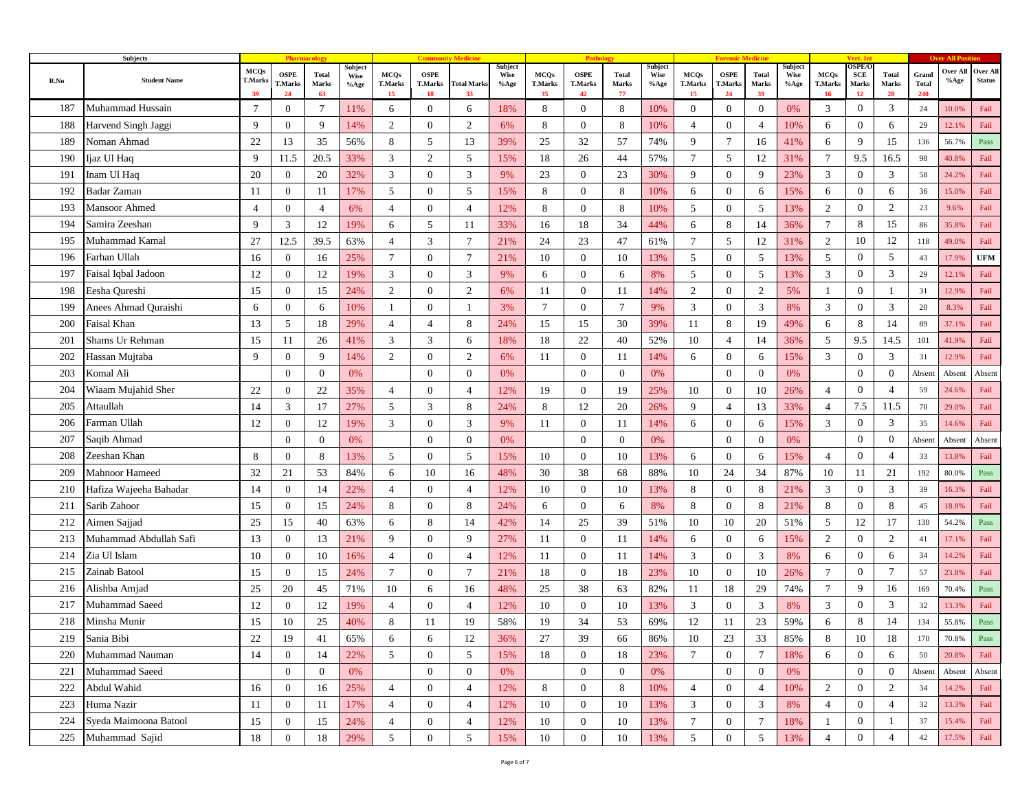| Subjects | | Pharmacology | | | | Community Medicine | | | | Pathology | | | | Forensic Medicine | | | | Vert. Int | | | Over All Position | | |
|---|---|---|---|---|---|---|---|---|---|---|---|---|---|---|---|---|---|---|---|---|---|---|---|
| R.No | Student Name | MCQs T.Marks 39 | OSPE T.Marks 24 | Total Marks 63 | Subject Wise %Age | MCQs T.Marks 15 | OSPE T.Marks 18 | Total Marks 33 | Subject Wise %Age | MCQs T.Marks 35 | OSPE T.Marks 42 | Total Marks 77 | Subject Wise %Age | MCQs T.Marks 15 | OSPE T.Marks 24 | Total Marks 39 | Subject Wise %Age | MCQs T.Marks 16 | OSPE/OSCE Marks 12 | Total Marks 28 | Grand Total 240 | Over All %Age | Over All Status |
| 187 | Muhammad Hussain | 7 | 0 | 7 | 11% | 6 | 0 | 6 | 18% | 8 | 0 | 8 | 10% | 0 | 0 | 0 | 0% | 3 | 0 | 3 | 24 | 10.0% | Fail |
| 188 | Harvend Singh Jaggi | 9 | 0 | 9 | 14% | 2 | 0 | 2 | 6% | 8 | 0 | 8 | 10% | 4 | 0 | 4 | 10% | 6 | 0 | 6 | 29 | 12.1% | Fail |
| 189 | Noman Ahmad | 22 | 13 | 35 | 56% | 8 | 5 | 13 | 39% | 25 | 32 | 57 | 74% | 9 | 7 | 16 | 41% | 6 | 9 | 15 | 136 | 56.7% | Pass |
| 190 | Ijaz Ul Haq | 9 | 11.5 | 20.5 | 33% | 3 | 2 | 5 | 15% | 18 | 26 | 44 | 57% | 7 | 5 | 12 | 31% | 7 | 9.5 | 16.5 | 98 | 40.8% | Fail |
| 191 | Inam Ul Haq | 20 | 0 | 20 | 32% | 3 | 0 | 3 | 9% | 23 | 0 | 23 | 30% | 9 | 0 | 9 | 23% | 3 | 0 | 3 | 58 | 24.2% | Fail |
| 192 | Badar Zaman | 11 | 0 | 11 | 17% | 5 | 0 | 5 | 15% | 8 | 0 | 8 | 10% | 6 | 0 | 6 | 15% | 6 | 0 | 6 | 36 | 15.0% | Fail |
| 193 | Mansoor Ahmed | 4 | 0 | 4 | 6% | 4 | 0 | 4 | 12% | 8 | 0 | 8 | 10% | 5 | 0 | 5 | 13% | 2 | 0 | 2 | 23 | 9.6% | Fail |
| 194 | Samira Zeeshan | 9 | 3 | 12 | 19% | 6 | 5 | 11 | 33% | 16 | 18 | 34 | 44% | 6 | 8 | 14 | 36% | 7 | 8 | 15 | 86 | 35.8% | Fail |
| 195 | Muhammad Kamal | 27 | 12.5 | 39.5 | 63% | 4 | 3 | 7 | 21% | 24 | 23 | 47 | 61% | 7 | 5 | 12 | 31% | 2 | 10 | 12 | 118 | 49.0% | Fail |
| 196 | Farhan Ullah | 16 | 0 | 16 | 25% | 7 | 0 | 7 | 21% | 10 | 0 | 10 | 13% | 5 | 0 | 5 | 13% | 5 | 0 | 5 | 43 | 17.9% | UFM |
| 197 | Faisal Iqbal Jadoon | 12 | 0 | 12 | 19% | 3 | 0 | 3 | 9% | 6 | 0 | 6 | 8% | 5 | 0 | 5 | 13% | 3 | 0 | 3 | 29 | 12.1% | Fail |
| 198 | Eesha Qureshi | 15 | 0 | 15 | 24% | 2 | 0 | 2 | 6% | 11 | 0 | 11 | 14% | 2 | 0 | 2 | 5% | 1 | 0 | 1 | 31 | 12.9% | Fail |
| 199 | Anees Ahmad Quraishi | 6 | 0 | 6 | 10% | 1 | 0 | 1 | 3% | 7 | 0 | 7 | 9% | 3 | 0 | 3 | 8% | 3 | 0 | 3 | 20 | 8.3% | Fail |
| 200 | Faisal Khan | 13 | 5 | 18 | 29% | 4 | 4 | 8 | 24% | 15 | 15 | 30 | 39% | 11 | 8 | 19 | 49% | 6 | 8 | 14 | 89 | 37.1% | Fail |
| 201 | Shams Ur Rehman | 15 | 11 | 26 | 41% | 3 | 3 | 6 | 18% | 18 | 22 | 40 | 52% | 10 | 4 | 14 | 36% | 5 | 9.5 | 14.5 | 101 | 41.9% | Fail |
| 202 | Hassan Mujtaba | 9 | 0 | 9 | 14% | 2 | 0 | 2 | 6% | 11 | 0 | 11 | 14% | 6 | 0 | 6 | 15% | 3 | 0 | 3 | 31 | 12.9% | Fail |
| 203 | Komal Ali | | 0 | 0 | 0% | | 0 | 0 | 0% | | 0 | 0 | 0% | | 0 | 0 | 0% | | 0 | 0 | Absent | Absent | Absent |
| 204 | Wiaam Mujahid Sher | 22 | 0 | 22 | 35% | 4 | 0 | 4 | 12% | 19 | 0 | 19 | 25% | 10 | 0 | 10 | 26% | 4 | 0 | 4 | 59 | 24.6% | Fail |
| 205 | Attaullah | 14 | 3 | 17 | 27% | 5 | 3 | 8 | 24% | 8 | 12 | 20 | 26% | 9 | 4 | 13 | 33% | 4 | 7.5 | 11.5 | 70 | 29.0% | Fail |
| 206 | Farman Ullah | 12 | 0 | 12 | 19% | 3 | 0 | 3 | 9% | 11 | 0 | 11 | 14% | 6 | 0 | 6 | 15% | 3 | 0 | 3 | 35 | 14.6% | Fail |
| 207 | Saqib Ahmad | | 0 | 0 | 0% | | 0 | 0 | 0% | | 0 | 0 | 0% | | 0 | 0 | 0% | | 0 | 0 | Absent | Absent | Absent |
| 208 | Zeeshan Khan | 8 | 0 | 8 | 13% | 5 | 0 | 5 | 15% | 10 | 0 | 10 | 13% | 6 | 0 | 6 | 15% | 4 | 0 | 4 | 33 | 13.8% | Fail |
| 209 | Mahnoor Hameed | 32 | 21 | 53 | 84% | 6 | 10 | 16 | 48% | 30 | 38 | 68 | 88% | 10 | 24 | 34 | 87% | 10 | 11 | 21 | 192 | 80.0% | Pass |
| 210 | Hafiza Wajeeha Bahadar | 14 | 0 | 14 | 22% | 4 | 0 | 4 | 12% | 10 | 0 | 10 | 13% | 8 | 0 | 8 | 21% | 3 | 0 | 3 | 39 | 16.3% | Fail |
| 211 | Sarib Zahoor | 15 | 0 | 15 | 24% | 8 | 0 | 8 | 24% | 6 | 0 | 6 | 8% | 8 | 0 | 8 | 21% | 8 | 0 | 8 | 45 | 18.8% | Fail |
| 212 | Aimen Sajjad | 25 | 15 | 40 | 63% | 6 | 8 | 14 | 42% | 14 | 25 | 39 | 51% | 10 | 10 | 20 | 51% | 5 | 12 | 17 | 130 | 54.2% | Pass |
| 213 | Muhammad Abdullah Safi | 13 | 0 | 13 | 21% | 9 | 0 | 9 | 27% | 11 | 0 | 11 | 14% | 6 | 0 | 6 | 15% | 2 | 0 | 2 | 41 | 17.1% | Fail |
| 214 | Zia Ul Islam | 10 | 0 | 10 | 16% | 4 | 0 | 4 | 12% | 11 | 0 | 11 | 14% | 3 | 0 | 3 | 8% | 6 | 0 | 6 | 34 | 14.2% | Fail |
| 215 | Zainab Batool | 15 | 0 | 15 | 24% | 7 | 0 | 7 | 21% | 18 | 0 | 18 | 23% | 10 | 0 | 10 | 26% | 7 | 0 | 7 | 57 | 23.8% | Fail |
| 216 | Alishba Amjad | 25 | 20 | 45 | 71% | 10 | 6 | 16 | 48% | 25 | 38 | 63 | 82% | 11 | 18 | 29 | 74% | 7 | 9 | 16 | 169 | 70.4% | Pass |
| 217 | Muhammad Saeed | 12 | 0 | 12 | 19% | 4 | 0 | 4 | 12% | 10 | 0 | 10 | 13% | 3 | 0 | 3 | 8% | 3 | 0 | 3 | 32 | 13.3% | Fail |
| 218 | Minsha Munir | 15 | 10 | 25 | 40% | 8 | 11 | 19 | 58% | 19 | 34 | 53 | 69% | 12 | 11 | 23 | 59% | 6 | 8 | 14 | 134 | 55.8% | Pass |
| 219 | Sania Bibi | 22 | 19 | 41 | 65% | 6 | 6 | 12 | 36% | 27 | 39 | 66 | 86% | 10 | 23 | 33 | 85% | 8 | 10 | 18 | 170 | 70.8% | Pass |
| 220 | Muhammad Nauman | 14 | 0 | 14 | 22% | 5 | 0 | 5 | 15% | 18 | 0 | 18 | 23% | 7 | 0 | 7 | 18% | 6 | 0 | 6 | 50 | 20.8% | Fail |
| 221 | Muhammad Saeed | | 0 | 0 | 0% | | 0 | 0 | 0% | | 0 | 0 | 0% | | 0 | 0 | 0% | | 0 | 0 | Absent | Absent | Absent |
| 222 | Abdul Wahid | 16 | 0 | 16 | 25% | 4 | 0 | 4 | 12% | 8 | 0 | 8 | 10% | 4 | 0 | 4 | 10% | 2 | 0 | 2 | 34 | 14.2% | Fail |
| 223 | Huma Nazir | 11 | 0 | 11 | 17% | 4 | 0 | 4 | 12% | 10 | 0 | 10 | 13% | 3 | 0 | 3 | 8% | 4 | 0 | 4 | 32 | 13.3% | Fail |
| 224 | Syeda Maimoona Batool | 15 | 0 | 15 | 24% | 4 | 0 | 4 | 12% | 10 | 0 | 10 | 13% | 7 | 0 | 7 | 18% | 1 | 0 | 1 | 37 | 15.4% | Fail |
| 225 | Muhammad Sajid | 18 | 0 | 18 | 29% | 5 | 0 | 5 | 15% | 10 | 0 | 10 | 13% | 5 | 0 | 5 | 13% | 4 | 0 | 4 | 42 | 17.5% | Fail |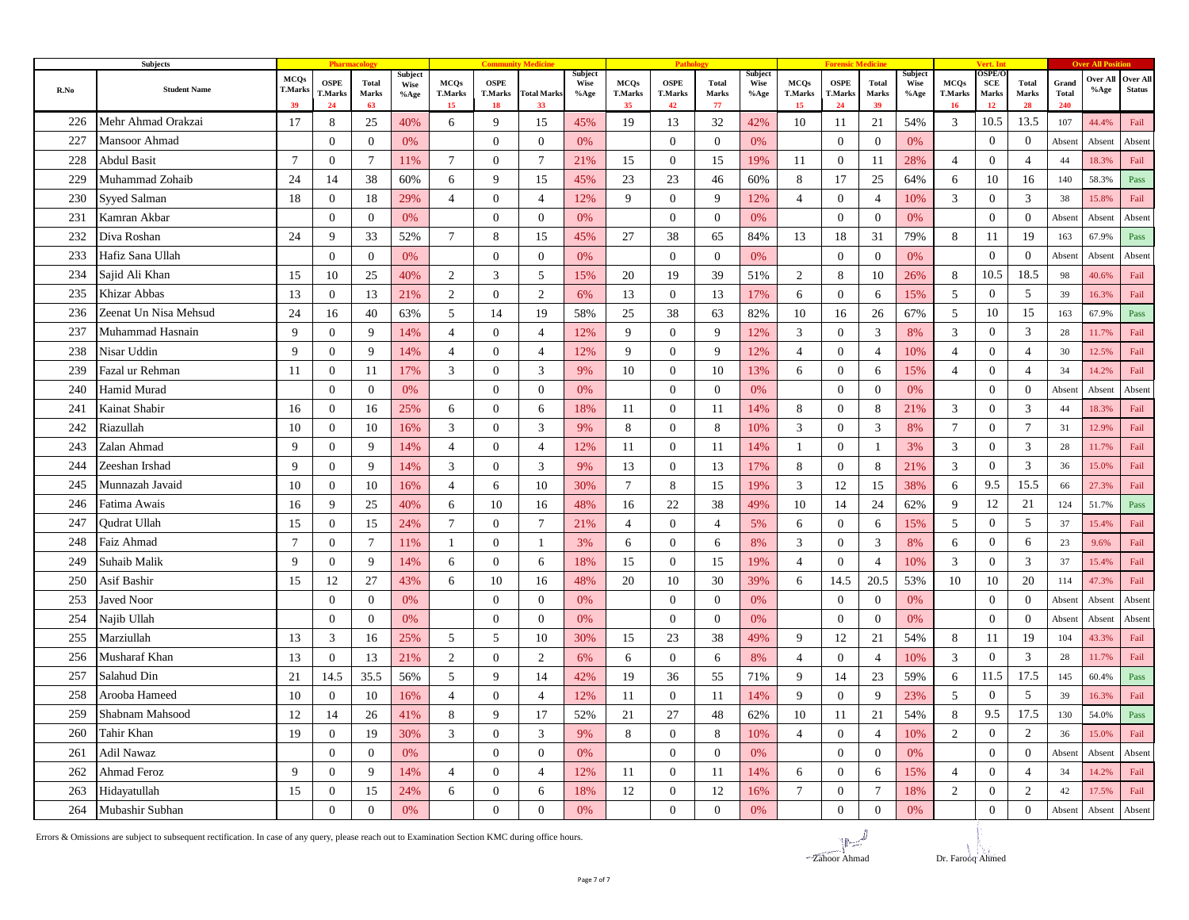| Subjects | | Pharmacology | | | | Community Medicine | | | | Pathology | | | | Forensic Medicine | | | | Vert. Int | | | Over All Position | | |
|---|---|---|---|---|---|---|---|---|---|---|---|---|---|---|---|---|---|---|---|---|---|---|---|
| R.No | Student Name | MCQs T.Marks 39 | OSPE T.Marks 24 | Total Marks 63 | Subject Wise %Age | MCQs T.Marks 15 | OSPE T.Marks 18 | Total Marks 33 | Subject Wise %Age | MCQs T.Marks 35 | OSPE T.Marks 42 | Total Marks 77 | Subject Wise %Age | MCQs T.Marks 15 | OSPE T.Marks 24 | Total Marks 39 | Subject Wise %Age | MCQs T.Marks 16 | OSPE/OSCE Marks 12 | Total Marks 28 | Grand Total 240 | Over All %Age | Over All Status |
| 226 | Mehr Ahmad Orakzai | 17 | 8 | 25 | 40% | 6 | 9 | 15 | 45% | 19 | 13 | 32 | 42% | 10 | 11 | 21 | 54% | 3 | 10.5 | 13.5 | 107 | 44.4% | Fail |
| 227 | Mansoor Ahmad | | 0 | 0 | 0% | | 0 | 0 | 0% | | 0 | 0 | 0% | | 0 | 0 | 0% | | 0 | 0 | Absent | Absent | Absent |
| 228 | Abdul Basit | 7 | 0 | 7 | 11% | 7 | 0 | 7 | 21% | 15 | 0 | 15 | 19% | 11 | 0 | 11 | 28% | 4 | 0 | 4 | 44 | 18.3% | Fail |
| 229 | Muhammad Zohaib | 24 | 14 | 38 | 60% | 6 | 9 | 15 | 45% | 23 | 23 | 46 | 60% | 8 | 17 | 25 | 64% | 6 | 10 | 16 | 140 | 58.3% | Pass |
| 230 | Syyed Salman | 18 | 0 | 18 | 29% | 4 | 0 | 4 | 12% | 9 | 0 | 9 | 12% | 4 | 0 | 4 | 10% | 3 | 0 | 3 | 38 | 15.8% | Fail |
| 231 | Kamran Akbar | | 0 | 0 | 0% | | 0 | 0 | 0% | | 0 | 0 | 0% | | 0 | 0 | 0% | | 0 | 0 | Absent | Absent | Absent |
| 232 | Diva Roshan | 24 | 9 | 33 | 52% | 7 | 8 | 15 | 45% | 27 | 38 | 65 | 84% | 13 | 18 | 31 | 79% | 8 | 11 | 19 | 163 | 67.9% | Pass |
| 233 | Hafiz Sana Ullah | | 0 | 0 | 0% | | 0 | 0 | 0% | | 0 | 0 | 0% | | 0 | 0 | 0% | | 0 | 0 | Absent | Absent | Absent |
| 234 | Sajid Ali Khan | 15 | 10 | 25 | 40% | 2 | 3 | 5 | 15% | 20 | 19 | 39 | 51% | 2 | 8 | 10 | 26% | 8 | 10.5 | 18.5 | 98 | 40.6% | Fail |
| 235 | Khizar Abbas | 13 | 0 | 13 | 21% | 2 | 0 | 2 | 6% | 13 | 0 | 13 | 17% | 6 | 0 | 6 | 15% | 5 | 0 | 5 | 39 | 16.3% | Fail |
| 236 | Zeenat Un Nisa Mehsud | 24 | 16 | 40 | 63% | 5 | 14 | 19 | 58% | 25 | 38 | 63 | 82% | 10 | 16 | 26 | 67% | 5 | 10 | 15 | 163 | 67.9% | Pass |
| 237 | Muhammad Hasnain | 9 | 0 | 9 | 14% | 4 | 0 | 4 | 12% | 9 | 0 | 9 | 12% | 3 | 0 | 3 | 8% | 3 | 0 | 3 | 28 | 11.7% | Fail |
| 238 | Nisar Uddin | 9 | 0 | 9 | 14% | 4 | 0 | 4 | 12% | 9 | 0 | 9 | 12% | 4 | 0 | 4 | 10% | 4 | 0 | 4 | 30 | 12.5% | Fail |
| 239 | Fazal ur Rehman | 11 | 0 | 11 | 17% | 3 | 0 | 3 | 9% | 10 | 0 | 10 | 13% | 6 | 0 | 6 | 15% | 4 | 0 | 4 | 34 | 14.2% | Fail |
| 240 | Hamid Murad | | 0 | 0 | 0% | | 0 | 0 | 0% | | 0 | 0 | 0% | | 0 | 0 | 0% | | 0 | 0 | Absent | Absent | Absent |
| 241 | Kainat Shabir | 16 | 0 | 16 | 25% | 6 | 0 | 6 | 18% | 11 | 0 | 11 | 14% | 8 | 0 | 8 | 21% | 3 | 0 | 3 | 44 | 18.3% | Fail |
| 242 | Riazullah | 10 | 0 | 10 | 16% | 3 | 0 | 3 | 9% | 8 | 0 | 8 | 10% | 3 | 0 | 3 | 8% | 7 | 0 | 7 | 31 | 12.9% | Fail |
| 243 | Zalan Ahmad | 9 | 0 | 9 | 14% | 4 | 0 | 4 | 12% | 11 | 0 | 11 | 14% | 1 | 0 | 1 | 3% | 3 | 0 | 3 | 28 | 11.7% | Fail |
| 244 | Zeeshan Irshad | 9 | 0 | 9 | 14% | 3 | 0 | 3 | 9% | 13 | 0 | 13 | 17% | 8 | 0 | 8 | 21% | 3 | 0 | 3 | 36 | 15.0% | Fail |
| 245 | Munnazah Javaid | 10 | 0 | 10 | 16% | 4 | 6 | 10 | 30% | 7 | 8 | 15 | 19% | 3 | 12 | 15 | 38% | 6 | 9.5 | 15.5 | 66 | 27.3% | Fail |
| 246 | Fatima Awais | 16 | 9 | 25 | 40% | 6 | 10 | 16 | 48% | 16 | 22 | 38 | 49% | 10 | 14 | 24 | 62% | 9 | 12 | 21 | 124 | 51.7% | Pass |
| 247 | Qudrat Ullah | 15 | 0 | 15 | 24% | 7 | 0 | 7 | 21% | 4 | 0 | 4 | 5% | 6 | 0 | 6 | 15% | 5 | 0 | 5 | 37 | 15.4% | Fail |
| 248 | Faiz Ahmad | 7 | 0 | 7 | 11% | 1 | 0 | 1 | 3% | 6 | 0 | 6 | 8% | 3 | 0 | 3 | 8% | 6 | 0 | 6 | 23 | 9.6% | Fail |
| 249 | Suhaib Malik | 9 | 0 | 9 | 14% | 6 | 0 | 6 | 18% | 15 | 0 | 15 | 19% | 4 | 0 | 4 | 10% | 3 | 0 | 3 | 37 | 15.4% | Fail |
| 250 | Asif Bashir | 15 | 12 | 27 | 43% | 6 | 10 | 16 | 48% | 20 | 10 | 30 | 39% | 6 | 14.5 | 20.5 | 53% | 10 | 10 | 20 | 114 | 47.3% | Fail |
| 253 | Javed Noor | | 0 | 0 | 0% | | 0 | 0 | 0% | | 0 | 0 | 0% | | 0 | 0 | 0% | | 0 | 0 | Absent | Absent | Absent |
| 254 | Najib Ullah | | 0 | 0 | 0% | | 0 | 0 | 0% | | 0 | 0 | 0% | | 0 | 0 | 0% | | 0 | 0 | Absent | Absent | Absent |
| 255 | Marziullah | 13 | 3 | 16 | 25% | 5 | 5 | 10 | 30% | 15 | 23 | 38 | 49% | 9 | 12 | 21 | 54% | 8 | 11 | 19 | 104 | 43.3% | Fail |
| 256 | Musharaf Khan | 13 | 0 | 13 | 21% | 2 | 0 | 2 | 6% | 6 | 0 | 6 | 8% | 4 | 0 | 4 | 10% | 3 | 0 | 3 | 28 | 11.7% | Fail |
| 257 | Salahud Din | 21 | 14.5 | 35.5 | 56% | 5 | 9 | 14 | 42% | 19 | 36 | 55 | 71% | 9 | 14 | 23 | 59% | 6 | 11.5 | 17.5 | 145 | 60.4% | Pass |
| 258 | Arooba Hameed | 10 | 0 | 10 | 16% | 4 | 0 | 4 | 12% | 11 | 0 | 11 | 14% | 9 | 0 | 9 | 23% | 5 | 0 | 5 | 39 | 16.3% | Fail |
| 259 | Shabnam Mahsood | 12 | 14 | 26 | 41% | 8 | 9 | 17 | 52% | 21 | 27 | 48 | 62% | 10 | 11 | 21 | 54% | 8 | 9.5 | 17.5 | 130 | 54.0% | Pass |
| 260 | Tahir Khan | 19 | 0 | 19 | 30% | 3 | 0 | 3 | 9% | 8 | 0 | 8 | 10% | 4 | 0 | 4 | 10% | 2 | 0 | 2 | 36 | 15.0% | Fail |
| 261 | Adil Nawaz | | 0 | 0 | 0% | | 0 | 0 | 0% | | 0 | 0 | 0% | | 0 | 0 | 0% | | 0 | 0 | Absent | Absent | Absent |
| 262 | Ahmad Feroz | 9 | 0 | 9 | 14% | 4 | 0 | 4 | 12% | 11 | 0 | 11 | 14% | 6 | 0 | 6 | 15% | 4 | 0 | 4 | 34 | 14.2% | Fail |
| 263 | Hidayatullah | 15 | 0 | 15 | 24% | 6 | 0 | 6 | 18% | 12 | 0 | 12 | 16% | 7 | 0 | 7 | 18% | 2 | 0 | 2 | 42 | 17.5% | Fail |
| 264 | Mubashir Subhan | | 0 | 0 | 0% | | 0 | 0 | 0% | | 0 | 0 | 0% | | 0 | 0 | 0% | | 0 | 0 | Absent | Absent | Absent |

Errors & Omissions are subject to subsequent rectification. In case of any query, please reach out to Examination Section KMC during office hours.

Zahoor Ahmad

Dr. Farooq Ahmed